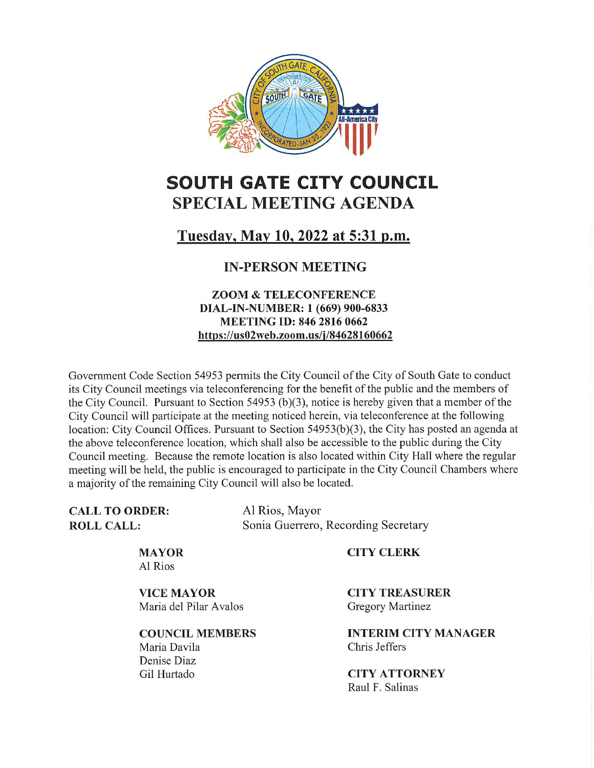# SOUTH GATE CITY COUNCIL
## SPECIAL MEETING AGENDA

**Tuesday, May 10, 2022 at 5:31 p.m.**

**IN-PERSON MEETING**

**ZOOM & TELECONFERENCE**
**DIAL-IN-NUMBER: 1 (669) 900-6833**
**MEETING ID: 846 2816 0662**
**https://us02web.zoom.us/j/84628160662**

Government Code Section 54953 permits the City Council of the City of South Gate to conduct its City Council meetings via teleconferencing for the benefit of the public and the members of the City Council. Pursuant to Section 54953 (b)(3), notice is hereby given that a member of the City Council will participate at the meeting noticed herein, via teleconference at the following location: City Council Offices. Pursuant to Section 54953(b)(3), the City has posted an agenda at the above teleconference location, which shall also be accessible to the public during the City Council meeting. Because the remote location is also located within City Hall where the regular meeting will be held, the public is encouraged to participate in the City Council Chambers where a majority of the remaining City Council will also be located.

**CALL TO ORDER:** Al Rios, Mayor
**ROLL CALL:** Sonia Guerrero, Recording Secretary

**MAYOR**
Al Rios

**VICE MAYOR**
Maria del Pilar Avalos

**COUNCIL MEMBERS**
Maria Davila
Denise Diaz
Gil Hurtado

**CITY CLERK**

**CITY TREASURER**
Gregory Martinez

**INTERIM CITY MANAGER**
Chris Jeffers

**CITY ATTORNEY**
Raul F. Salinas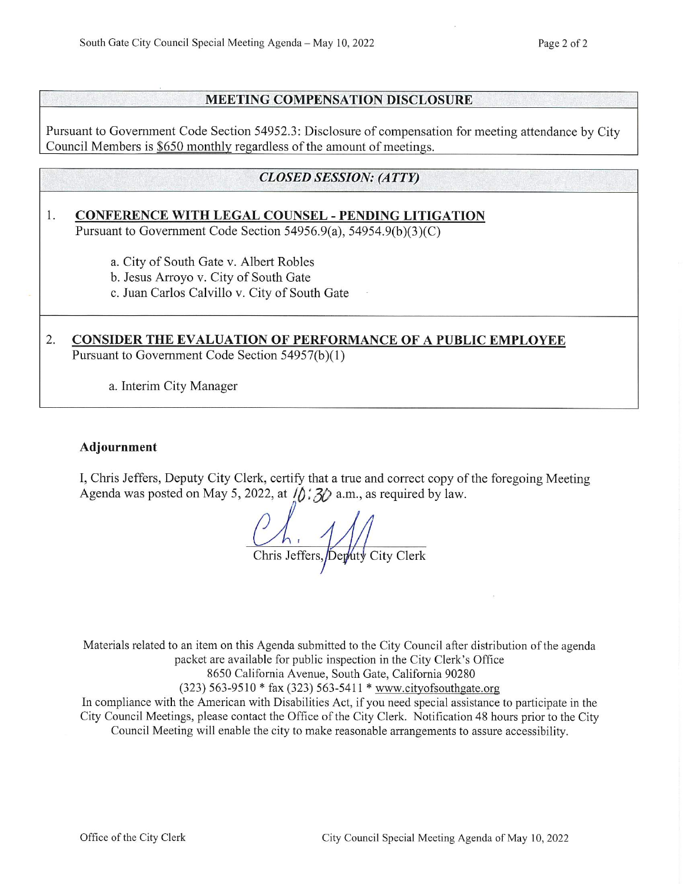## MEETING COMPENSATION DISCLOSURE

Pursuant to Government Code Section 54952.3: Disclosure of compensation for meeting attendance by City Council Members is $650 monthly regardless of the amount of meetings.

## *CLOSED SESSION: (ATTY)*

1. **CONFERENCE WITH LEGAL COUNSEL - PENDING LITIGATION**
   Pursuant to Government Code Section 54956.9(a), 54954.9(b)(3)(C)

   a. City of South Gate v. Albert Robles
   b. Jesus Arroyo v. City of South Gate
   c. Juan Carlos Calvillo v. City of South Gate

2. **CONSIDER THE EVALUATION OF PERFORMANCE OF A PUBLIC EMPLOYEE**
   Pursuant to Government Code Section 54957(b)(1)

   a. Interim City Manager

**Adjournment**

I, Chris Jeffers, Deputy City Clerk, certify that a true and correct copy of the foregoing Meeting Agenda was posted on May 5, 2022, at 10:30 a.m., as required by law.

Chris Jeffers, Deputy City Clerk

Materials related to an item on this Agenda submitted to the City Council after distribution of the agenda packet are available for public inspection in the City Clerk's Office
8650 California Avenue, South Gate, California 90280
(323) 563-9510 * fax (323) 563-5411 * www.cityofsouthgate.org
In compliance with the American with Disabilities Act, if you need special assistance to participate in the City Council Meetings, please contact the Office of the City Clerk. Notification 48 hours prior to the City Council Meeting will enable the city to make reasonable arrangements to assure accessibility.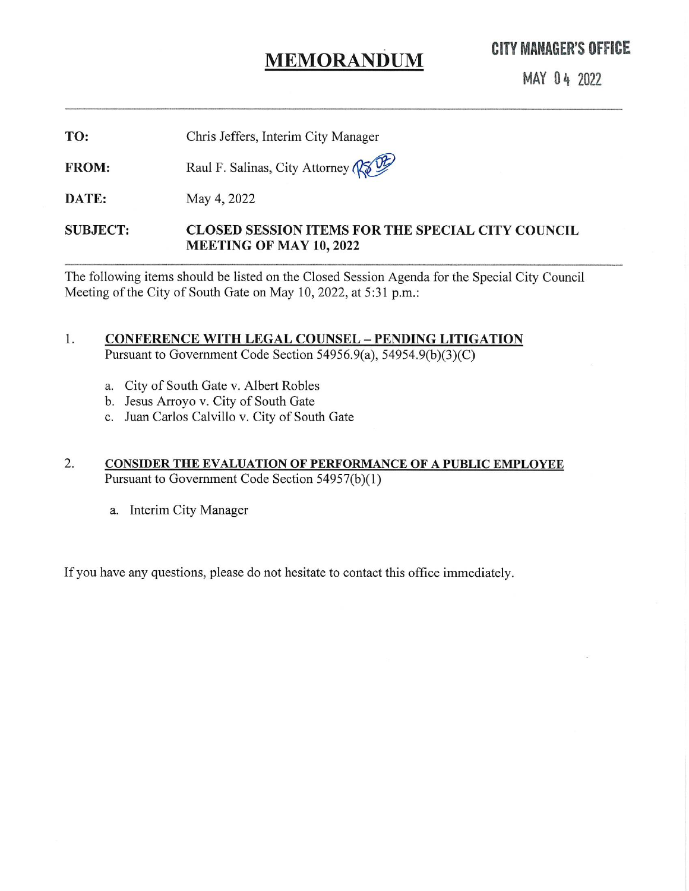# MEMORANDUM

**CITY MANAGER'S OFFICE**

MAY 04 2022

**TO:** Chris Jeffers, Interim City Manager

**FROM:** Raul F. Salinas, City Attorney

**DATE:** May 4, 2022

**SUBJECT:** **CLOSED SESSION ITEMS FOR THE SPECIAL CITY COUNCIL MEETING OF MAY 10, 2022**

The following items should be listed on the Closed Session Agenda for the Special City Council Meeting of the City of South Gate on May 10, 2022, at 5:31 p.m.:

1. **CONFERENCE WITH LEGAL COUNSEL – PENDING LITIGATION**
   Pursuant to Government Code Section 54956.9(a), 54954.9(b)(3)(C)

   a. City of South Gate v. Albert Robles
   b. Jesus Arroyo v. City of South Gate
   c. Juan Carlos Calvillo v. City of South Gate

2. **CONSIDER THE EVALUATION OF PERFORMANCE OF A PUBLIC EMPLOYEE**
   Pursuant to Government Code Section 54957(b)(1)

   a. Interim City Manager

If you have any questions, please do not hesitate to contact this office immediately.